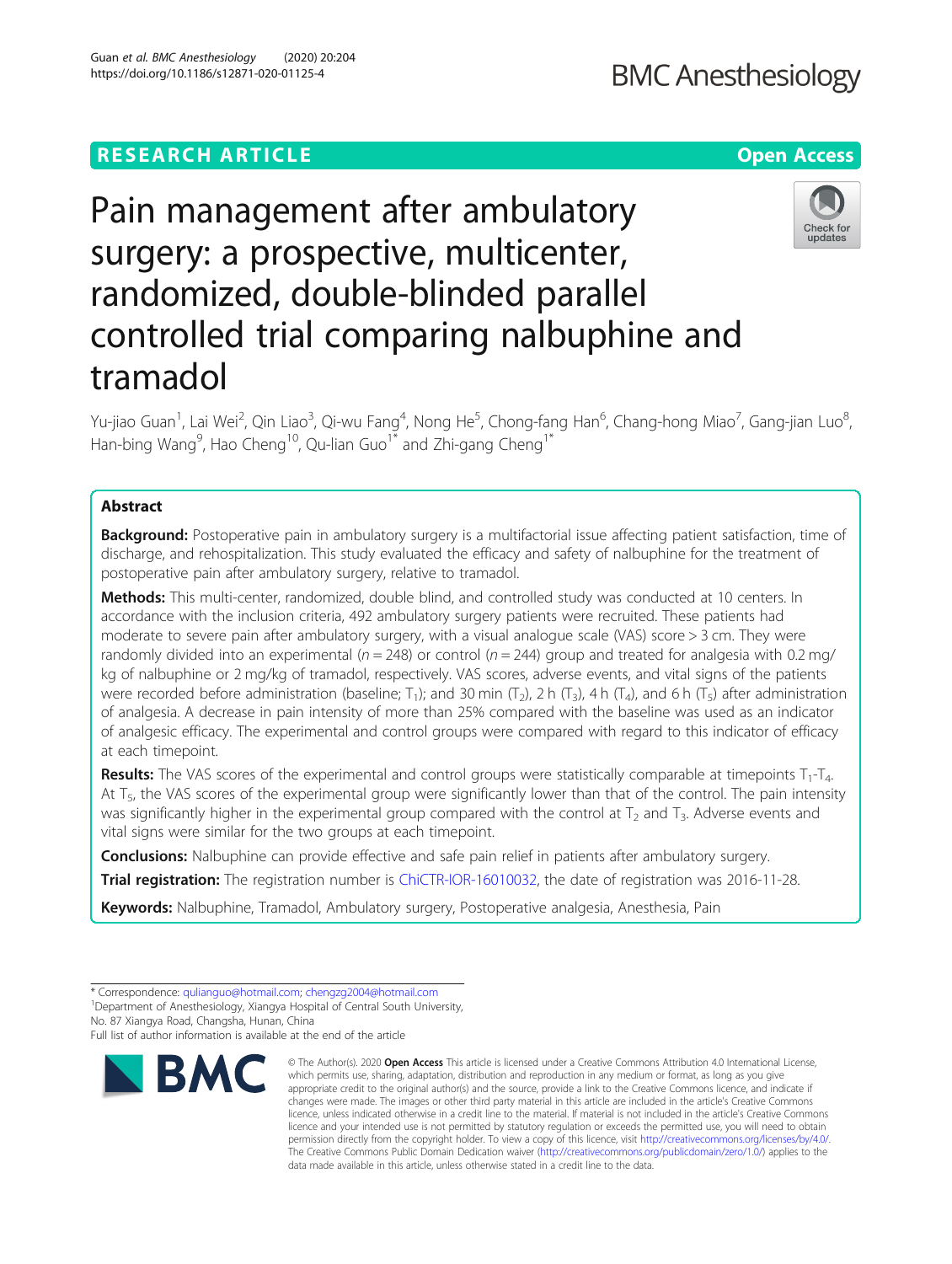RESEARCH ARTICLE

Open Access

# Pain management after ambulatory surgery: a prospective, multicenter, randomized, double-blinded parallel controlled trial comparing nalbuphine and tramadol

Yu-jiao Guan[1], Lai Wei[2], Qin Liao[3], Qi-wu Fang[4], Nong He[5], Chong-fang Han[6], Chang-hong Miao[7], Gang-jian Luo[8], Han-bing Wang[9], Hao Cheng[10], Qu-lian Guo[1*] and Zhi-gang Cheng[1*]

## Abstract

**Background:** Postoperative pain in ambulatory surgery is a multifactorial issue affecting patient satisfaction, time of discharge, and rehospitalization. This study evaluated the efficacy and safety of nalbuphine for the treatment of postoperative pain after ambulatory surgery, relative to tramadol.

**Methods:** This multi-center, randomized, double blind, and controlled study was conducted at 10 centers. In accordance with the inclusion criteria, 492 ambulatory surgery patients were recruited. These patients had moderate to severe pain after ambulatory surgery, with a visual analogue scale (VAS) score > 3 cm. They were randomly divided into an experimental ($n = 248$) or control ($n = 244$) group and treated for analgesia with 0.2 mg/kg of nalbuphine or 2 mg/kg of tramadol, respectively. VAS scores, adverse events, and vital signs of the patients were recorded before administration (baseline; $T_1$); and 30 min ($T_2$), 2 h ($T_3$), 4 h ($T_4$), and 6 h ($T_5$) after administration of analgesia. A decrease in pain intensity of more than 25% compared with the baseline was used as an indicator of analgesic efficacy. The experimental and control groups were compared with regard to this indicator of efficacy at each timepoint.

**Results:** The VAS scores of the experimental and control groups were statistically comparable at timepoints $T_1$-$T_4$. At $T_5$, the VAS scores of the experimental group were significantly lower than that of the control. The pain intensity was significantly higher in the experimental group compared with the control at $T_2$ and $T_3$. Adverse events and vital signs were similar for the two groups at each timepoint.

**Conclusions:** Nalbuphine can provide effective and safe pain relief in patients after ambulatory surgery.

**Trial registration:** The registration number is ChiCTR-IOR-16010032, the date of registration was 2016-11-28.

**Keywords:** Nalbuphine, Tramadol, Ambulatory surgery, Postoperative analgesia, Anesthesia, Pain

* Correspondence: qulianguo@hotmail.com; chengzg2004@hotmail.com
[1]Department of Anesthesiology, Xiangya Hospital of Central South University, No. 87 Xiangya Road, Changsha, Hunan, China
Full list of author information is available at the end of the article

© The Author(s). 2020 **Open Access** This article is licensed under a Creative Commons Attribution 4.0 International License, which permits use, sharing, adaptation, distribution and reproduction in any medium or format, as long as you give appropriate credit to the original author(s) and the source, provide a link to the Creative Commons licence, and indicate if changes were made. The images or other third party material in this article are included in the article's Creative Commons licence, unless indicated otherwise in a credit line to the material. If material is not included in the article's Creative Commons licence and your intended use is not permitted by statutory regulation or exceeds the permitted use, you will need to obtain permission directly from the copyright holder. To view a copy of this licence, visit http://creativecommons.org/licenses/by/4.0/. The Creative Commons Public Domain Dedication waiver (http://creativecommons.org/publicdomain/zero/1.0/) applies to the data made available in this article, unless otherwise stated in a credit line to the data.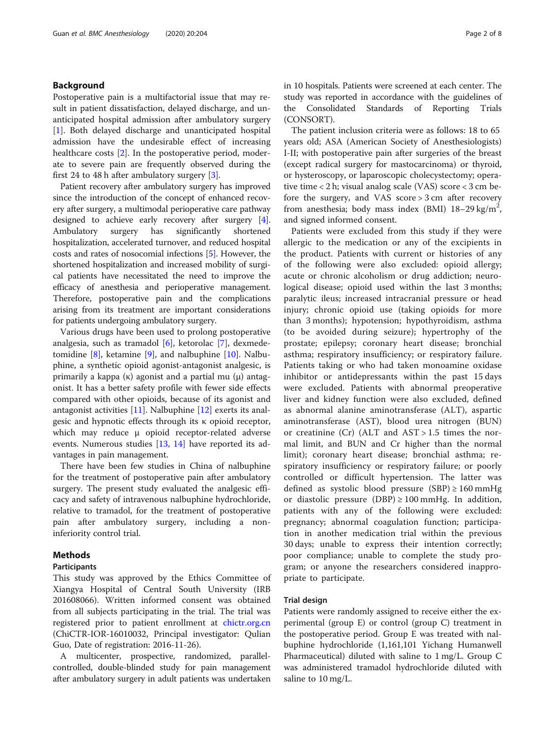## Background

Postoperative pain is a multifactorial issue that may result in patient dissatisfaction, delayed discharge, and unanticipated hospital admission after ambulatory surgery [1]. Both delayed discharge and unanticipated hospital admission have the undesirable effect of increasing healthcare costs [2]. In the postoperative period, moderate to severe pain are frequently observed during the first 24 to 48 h after ambulatory surgery [3].

Patient recovery after ambulatory surgery has improved since the introduction of the concept of enhanced recovery after surgery, a multimodal perioperative care pathway designed to achieve early recovery after surgery [4]. Ambulatory surgery has significantly shortened hospitalization, accelerated turnover, and reduced hospital costs and rates of nosocomial infections [5]. However, the shortened hospitalization and increased mobility of surgical patients have necessitated the need to improve the efficacy of anesthesia and perioperative management. Therefore, postoperative pain and the complications arising from its treatment are important considerations for patients undergoing ambulatory surgery.

Various drugs have been used to prolong postoperative analgesia, such as tramadol [6], ketorolac [7], dexmedetomidine [8], ketamine [9], and nalbuphine [10]. Nalbuphine, a synthetic opioid agonist-antagonist analgesic, is primarily a kappa (κ) agonist and a partial mu (μ) antagonist. It has a better safety profile with fewer side effects compared with other opioids, because of its agonist and antagonist activities [11]. Nalbuphine [12] exerts its analgesic and hypnotic effects through its κ opioid receptor, which may reduce μ opioid receptor-related adverse events. Numerous studies [13, 14] have reported its advantages in pain management.

There have been few studies in China of nalbuphine for the treatment of postoperative pain after ambulatory surgery. The present study evaluated the analgesic efficacy and safety of intravenous nalbuphine hydrochloride, relative to tramadol, for the treatment of postoperative pain after ambulatory surgery, including a non-inferiority control trial.

## Methods

### Participants

This study was approved by the Ethics Committee of Xiangya Hospital of Central South University (IRB 201608066). Written informed consent was obtained from all subjects participating in the trial. The trial was registered prior to patient enrollment at chictr.org.cn (ChiCTR-IOR-16010032, Principal investigator: Qulian Guo, Date of registration: 2016-11-26).

A multicenter, prospective, randomized, parallel-controlled, double-blinded study for pain management after ambulatory surgery in adult patients was undertaken in 10 hospitals. Patients were screened at each center. The study was reported in accordance with the guidelines of the Consolidated Standards of Reporting Trials (CONSORT).

The patient inclusion criteria were as follows: 18 to 65 years old; ASA (American Society of Anesthesiologists) I-II; with postoperative pain after surgeries of the breast (except radical surgery for mastocarcinoma) or thyroid, or hysteroscopy, or laparoscopic cholecystectomy; operative time < 2 h; visual analog scale (VAS) score < 3 cm before the surgery, and VAS score > 3 cm after recovery from anesthesia; body mass index (BMI) 18–29 $kg/m^2$, and signed informed consent.

Patients were excluded from this study if they were allergic to the medication or any of the excipients in the product. Patients with current or histories of any of the following were also excluded: opioid allergy; acute or chronic alcoholism or drug addiction; neurological disease; opioid used within the last 3 months; paralytic ileus; increased intracranial pressure or head injury; chronic opioid use (taking opioids for more than 3 months); hypotension; hypothyroidism, asthma (to be avoided during seizure); hypertrophy of the prostate; epilepsy; coronary heart disease; bronchial asthma; respiratory insufficiency; or respiratory failure. Patients taking or who had taken monoamine oxidase inhibitor or antidepressants within the past 15 days were excluded. Patients with abnormal preoperative liver and kidney function were also excluded, defined as abnormal alanine aminotransferase (ALT), aspartic aminotransferase (AST), blood urea nitrogen (BUN) or creatinine (Cr) (ALT and AST > 1.5 times the normal limit, and BUN and Cr higher than the normal limit); coronary heart disease; bronchial asthma; respiratory insufficiency or respiratory failure; or poorly controlled or difficult hypertension. The latter was defined as systolic blood pressure (SBP) ≥ 160 mmHg or diastolic pressure (DBP) ≥ 100 mmHg. In addition, patients with any of the following were excluded: pregnancy; abnormal coagulation function; participation in another medication trial within the previous 30 days; unable to express their intention correctly; poor compliance; unable to complete the study program; or anyone the researchers considered inappropriate to participate.

### Trial design

Patients were randomly assigned to receive either the experimental (group E) or control (group C) treatment in the postoperative period. Group E was treated with nalbuphine hydrochloride (1,161,101 Yichang Humanwell Pharmaceutical) diluted with saline to 1 mg/L. Group C was administered tramadol hydrochloride diluted with saline to 10 mg/L.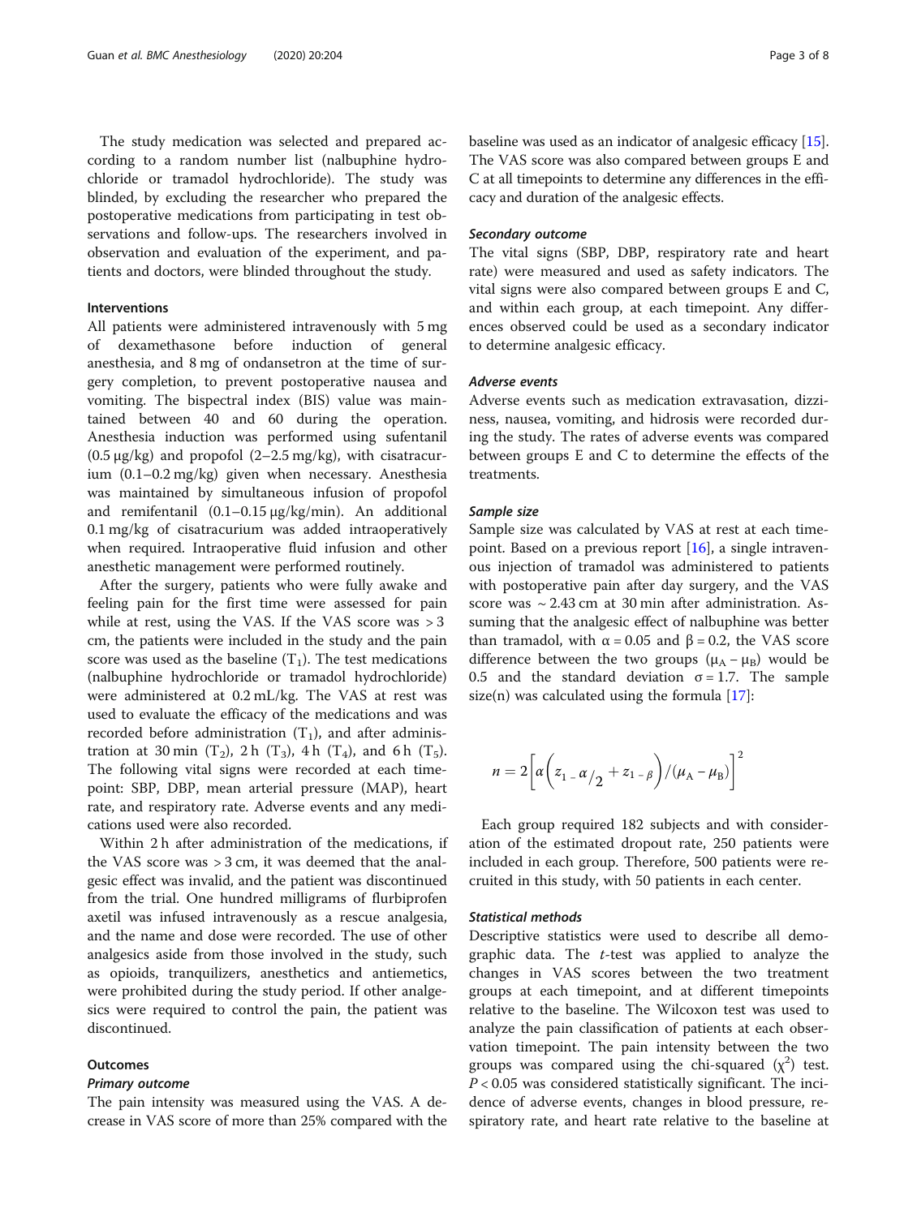The study medication was selected and prepared according to a random number list (nalbuphine hydrochloride or tramadol hydrochloride). The study was blinded, by excluding the researcher who prepared the postoperative medications from participating in test observations and follow-ups. The researchers involved in observation and evaluation of the experiment, and patients and doctors, were blinded throughout the study.

### Interventions

All patients were administered intravenously with 5 mg of dexamethasone before induction of general anesthesia, and 8 mg of ondansetron at the time of surgery completion, to prevent postoperative nausea and vomiting. The bispectral index (BIS) value was maintained between 40 and 60 during the operation. Anesthesia induction was performed using sufentanil (0.5 μg/kg) and propofol (2–2.5 mg/kg), with cisatracurium (0.1–0.2 mg/kg) given when necessary. Anesthesia was maintained by simultaneous infusion of propofol and remifentanil (0.1–0.15 μg/kg/min). An additional 0.1 mg/kg of cisatracurium was added intraoperatively when required. Intraoperative fluid infusion and other anesthetic management were performed routinely.

After the surgery, patients who were fully awake and feeling pain for the first time were assessed for pain while at rest, using the VAS. If the VAS score was > 3 cm, the patients were included in the study and the pain score was used as the baseline ($T_1$). The test medications (nalbuphine hydrochloride or tramadol hydrochloride) were administered at 0.2 mL/kg. The VAS at rest was used to evaluate the efficacy of the medications and was recorded before administration ($T_1$), and after administration at 30 min ($T_2$), 2 h ($T_3$), 4 h ($T_4$), and 6 h ($T_5$). The following vital signs were recorded at each timepoint: SBP, DBP, mean arterial pressure (MAP), heart rate, and respiratory rate. Adverse events and any medications used were also recorded.

Within 2 h after administration of the medications, if the VAS score was > 3 cm, it was deemed that the analgesic effect was invalid, and the patient was discontinued from the trial. One hundred milligrams of flurbiprofen axetil was infused intravenously as a rescue analgesia, and the name and dose were recorded. The use of other analgesics aside from those involved in the study, such as opioids, tranquilizers, anesthetics and antiemetics, were prohibited during the study period. If other analgesics were required to control the pain, the patient was discontinued.

### Outcomes

#### *Primary outcome*

The pain intensity was measured using the VAS. A decrease in VAS score of more than 25% compared with the baseline was used as an indicator of analgesic efficacy [15]. The VAS score was also compared between groups E and C at all timepoints to determine any differences in the efficacy and duration of the analgesic effects.

#### *Secondary outcome*

The vital signs (SBP, DBP, respiratory rate and heart rate) were measured and used as safety indicators. The vital signs were also compared between groups E and C, and within each group, at each timepoint. Any differences observed could be used as a secondary indicator to determine analgesic efficacy.

#### *Adverse events*

Adverse events such as medication extravasation, dizziness, nausea, vomiting, and hidrosis were recorded during the study. The rates of adverse events was compared between groups E and C to determine the effects of the treatments.

#### *Sample size*

Sample size was calculated by VAS at rest at each timepoint. Based on a previous report [16], a single intravenous injection of tramadol was administered to patients with postoperative pain after day surgery, and the VAS score was ~ 2.43 cm at 30 min after administration. Assuming that the analgesic effect of nalbuphine was better than tramadol, with $\alpha = 0.05$ and $\beta = 0.2$, the VAS score difference between the two groups ($\mu_A - \mu_B$) would be 0.5 and the standard deviation $\sigma = 1.7$. The sample size(n) was calculated using the formula [17]:

$$n = 2\left[\alpha\left(z_{1-\alpha/2} + z_{1-\beta}\right)/(\mu_A - \mu_B)\right]^2$$

Each group required 182 subjects and with consideration of the estimated dropout rate, 250 patients were included in each group. Therefore, 500 patients were recruited in this study, with 50 patients in each center.

#### *Statistical methods*

Descriptive statistics were used to describe all demographic data. The *t*-test was applied to analyze the changes in VAS scores between the two treatment groups at each timepoint, and at different timepoints relative to the baseline. The Wilcoxon test was used to analyze the pain classification of patients at each observation timepoint. The pain intensity between the two groups was compared using the chi-squared ($\chi^2$) test. $P < 0.05$ was considered statistically significant. The incidence of adverse events, changes in blood pressure, respiratory rate, and heart rate relative to the baseline at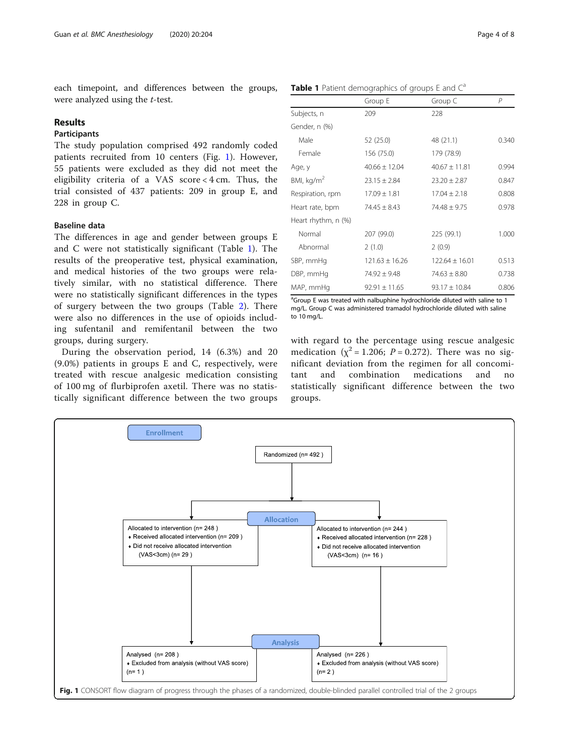each timepoint, and differences between the groups, were analyzed using the *t*-test.

## Results

### Participants

The study population comprised 492 randomly coded patients recruited from 10 centers (Fig. 1). However, 55 patients were excluded as they did not meet the eligibility criteria of a VAS score < 4 cm. Thus, the trial consisted of 437 patients: 209 in group E, and 228 in group C.

### Baseline data

The differences in age and gender between groups E and C were not statistically significant (Table 1). The results of the preoperative test, physical examination, and medical histories of the two groups were relatively similar, with no statistical difference. There were no statistically significant differences in the types of surgery between the two groups (Table 2). There were also no differences in the use of opioids including sufentanil and remifentanil between the two groups, during surgery.

During the observation period, 14 (6.3%) and 20 (9.0%) patients in groups E and C, respectively, were treated with rescue analgesic medication consisting of 100 mg of flurbiprofen axetil. There was no statistically significant difference between the two groups with regard to the percentage using rescue analgesic medication ($\chi^2 = 1.206$; $P = 0.272$). There was no significant deviation from the regimen for all concomitant and combination medications and no statistically significant difference between the two groups.

**Table 1** Patient demographics of groups E and C[a]

| | Group E | Group C | P |
|---|---|---|---|
| Subjects, n | 209 | 228 | |
| Gender, n (%) | | | |
| Male | 52 (25.0) | 48 (21.1) | 0.340 |
| Female | 156 (75.0) | 179 (78.9) | |
| Age, y | 40.66 ± 12.04 | 40.67 ± 11.81 | 0.994 |
| BMI, kg/m$^2$ | 23.15 ± 2.84 | 23.20 ± 2.87 | 0.847 |
| Respiration, rpm | 17.09 ± 1.81 | 17.04 ± 2.18 | 0.808 |
| Heart rate, bpm | 74.45 ± 8.43 | 74.48 ± 9.75 | 0.978 |
| Heart rhythm, n (%) | | | |
| Normal | 207 (99.0) | 225 (99.1) | 1.000 |
| Abnormal | 2 (1.0) | 2 (0.9) | |
| SBP, mmHg | 121.63 ± 16.26 | 122.64 ± 16.01 | 0.513 |
| DBP, mmHg | 74.92 ± 9.48 | 74.63 ± 8.80 | 0.738 |
| MAP, mmHg | 92.91 ± 11.65 | 93.17 ± 10.84 | 0.806 |

[a]Group E was treated with nalbuphine hydrochloride diluted with saline to 1 mg/L. Group C was administered tramadol hydrochloride diluted with saline to 10 mg/L.

Enrollment

Randomized (n= 492 )

Allocation

Allocated to intervention (n= 248 )
- Received allocated intervention (n= 209 )
- Did not receive allocated intervention (VAS<3cm) (n= 29 )

Allocated to intervention (n= 244 )
- Received allocated intervention (n= 228 )
- Did not receive allocated intervention (VAS<3cm) (n= 16 )

Analysis

Analysed (n= 208 )
- Excluded from analysis (without VAS score) (n= 1 )

Analysed (n= 226 )
- Excluded from analysis (without VAS score) (n= 2 )

**Fig. 1** CONSORT flow diagram of progress through the phases of a randomized, double-blinded parallel controlled trial of the 2 groups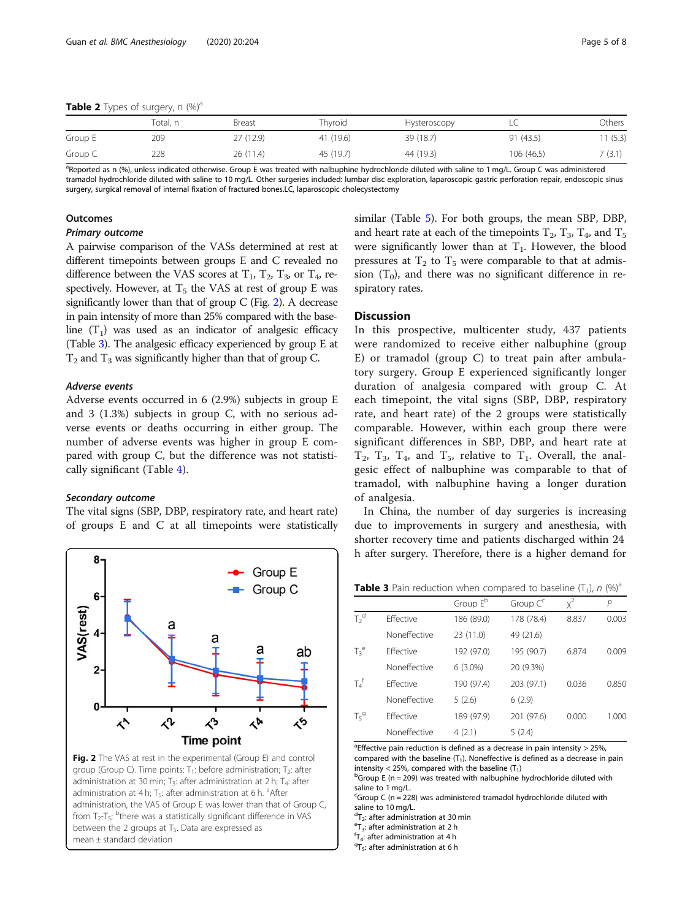**Table 2** Types of surgery, n (%)[a]

| | Total, n | Breast | Thyroid | Hysteroscopy | LC | Others |
|---|---|---|---|---|---|---|
| Group E | 209 | 27 (12.9) | 41 (19.6) | 39 (18.7) | 91 (43.5) | 11 (5.3) |
| Group C | 228 | 26 (11.4) | 45 (19.7) | 44 (19.3) | 106 (46.5) | 7 (3.1) |

[a]Reported as n (%), unless indicated otherwise. Group E was treated with nalbuphine hydrochloride diluted with saline to 1 mg/L. Group C was administered tramadol hydrochloride diluted with saline to 10 mg/L. Other surgeries included: lumbar disc exploration, laparoscopic gastric perforation repair, endoscopic sinus surgery, surgical removal of internal fixation of fractured bones.LC, laparoscopic cholecystectomy

## Outcomes

### Primary outcome

A pairwise comparison of the VASs determined at rest at different timepoints between groups E and C revealed no difference between the VAS scores at $T_1$, $T_2$, $T_3$, or $T_4$, respectively. However, at $T_5$ the VAS at rest of group E was significantly lower than that of group C (Fig. 2). A decrease in pain intensity of more than 25% compared with the baseline ($T_1$) was used as an indicator of analgesic efficacy (Table 3). The analgesic efficacy experienced by group E at $T_2$ and $T_3$ was significantly higher than that of group C.

### Adverse events

Adverse events occurred in 6 (2.9%) subjects in group E and 3 (1.3%) subjects in group C, with no serious adverse events or deaths occurring in either group. The number of adverse events was higher in group E compared with group C, but the difference was not statistically significant (Table 4).

### Secondary outcome

The vital signs (SBP, DBP, respiratory rate, and heart rate) of groups E and C at all timepoints were statistically similar (Table 5). For both groups, the mean SBP, DBP, and heart rate at each of the timepoints $T_2$, $T_3$, $T_4$, and $T_5$ were significantly lower than at $T_1$. However, the blood pressures at $T_2$ to $T_5$ were comparable to that at admission ($T_0$), and there was no significant difference in respiratory rates.

**Fig. 2** The VAS at rest in the experimental (Group E) and control group (Group C). Time points: $T_1$: before administration; $T_2$: after administration at 30 min; $T_3$: after administration at 2 h; $T_4$: after administration at 4 h; $T_5$: after administration at 6 h. [a]After administration, the VAS of Group E was lower than that of Group C, from $T_2$-$T_5$; [b]there was a statistically significant difference in VAS between the 2 groups at $T_5$. Data are expressed as mean ± standard deviation

## Discussion

In this prospective, multicenter study, 437 patients were randomized to receive either nalbuphine (group E) or tramadol (group C) to treat pain after ambulatory surgery. Group E experienced significantly longer duration of analgesia compared with group C. At each timepoint, the vital signs (SBP, DBP, respiratory rate, and heart rate) of the 2 groups were statistically comparable. However, within each group there were significant differences in SBP, DBP, and heart rate at $T_2$, $T_3$, $T_4$, and $T_5$, relative to $T_1$. Overall, the analgesic effect of nalbuphine was comparable to that of tramadol, with nalbuphine having a longer duration of analgesia.

In China, the number of day surgeries is increasing due to improvements in surgery and anesthesia, with shorter recovery time and patients discharged within 24 h after surgery. Therefore, there is a higher demand for

**Table 3** Pain reduction when compared to baseline ($T_1$), n (%)[a]

| | | Group E[b] | Group C[c] | $\chi^2$ | P |
|---|---|---|---|---|---|
| $T_2$[d] | Effective | 186 (89.0) | 178 (78.4) | 8.837 | 0.003 |
| | Noneffective | 23 (11.0) | 49 (21.6) | | |
| $T_3$[e] | Effective | 192 (97.0) | 195 (90.7) | 6.874 | 0.009 |
| | Noneffective | 6 (3.0%) | 20 (9.3%) | | |
| $T_4$[f] | Effective | 190 (97.4) | 203 (97.1) | 0.036 | 0.850 |
| | Noneffective | 5 (2.6) | 6 (2.9) | | |
| $T_5$[g] | Effective | 189 (97.9) | 201 (97.6) | 0.000 | 1.000 |
| | Noneffective | 4 (2.1) | 5 (2.4) | | |

[a]Effective pain reduction is defined as a decrease in pain intensity > 25%, compared with the baseline ($T_1$). Noneffective is defined as a decrease in pain intensity < 25%, compared with the baseline ($T_1$)
[b]Group E (n = 209) was treated with nalbuphine hydrochloride diluted with saline to 1 mg/L.
[c]Group C (n = 228) was administered tramadol hydrochloride diluted with saline to 10 mg/L.
[d]$T_2$: after administration at 30 min
[e]$T_3$: after administration at 2 h
[f]$T_4$: after administration at 4 h
[g]$T_5$: after administration at 6 h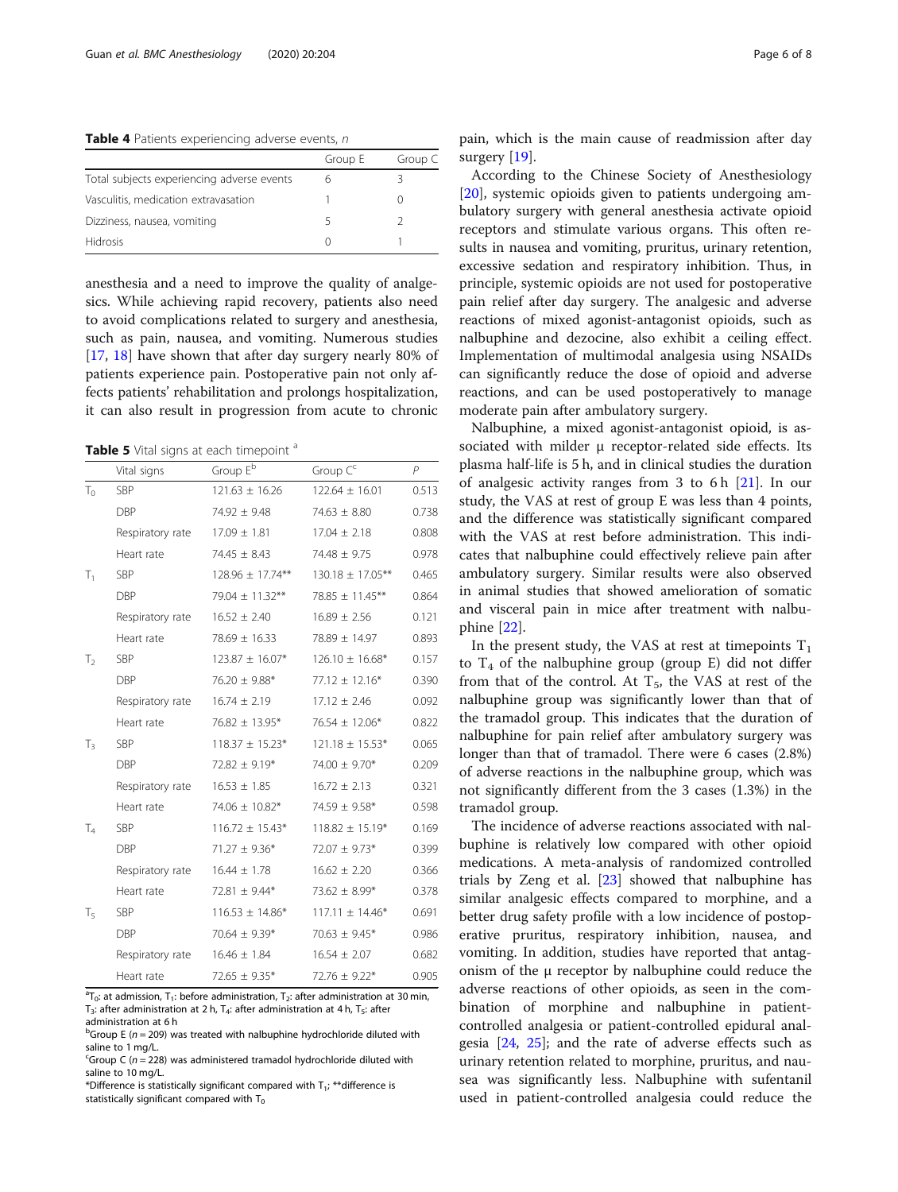**Table 4** Patients experiencing adverse events, n

| | Group E | Group C |
|---|---|---|
| Total subjects experiencing adverse events | 6 | 3 |
| Vasculitis, medication extravasation | 1 | 0 |
| Dizziness, nausea, vomiting | 5 | 2 |
| Hidrosis | 0 | 1 |

anesthesia and a need to improve the quality of analgesics. While achieving rapid recovery, patients also need to avoid complications related to surgery and anesthesia, such as pain, nausea, and vomiting. Numerous studies [17, 18] have shown that after day surgery nearly 80% of patients experience pain. Postoperative pain not only affects patients' rehabilitation and prolongs hospitalization, it can also result in progression from acute to chronic

**Table 5** Vital signs at each timepoint [a]

| | Vital signs | Group E[b] | Group C[c] | P |
|---|---|---|---|---|
| $T_0$ | SBP | 121.63 ± 16.26 | 122.64 ± 16.01 | 0.513 |
| | DBP | 74.92 ± 9.48 | 74.63 ± 8.80 | 0.738 |
| | Respiratory rate | 17.09 ± 1.81 | 17.04 ± 2.18 | 0.808 |
| | Heart rate | 74.45 ± 8.43 | 74.48 ± 9.75 | 0.978 |
| $T_1$ | SBP | 128.96 ± 17.74** | 130.18 ± 17.05** | 0.465 |
| | DBP | 79.04 ± 11.32** | 78.85 ± 11.45** | 0.864 |
| | Respiratory rate | 16.52 ± 2.40 | 16.89 ± 2.56 | 0.121 |
| | Heart rate | 78.69 ± 16.33 | 78.89 ± 14.97 | 0.893 |
| $T_2$ | SBP | 123.87 ± 16.07* | 126.10 ± 16.68* | 0.157 |
| | DBP | 76.20 ± 9.88* | 77.12 ± 12.16* | 0.390 |
| | Respiratory rate | 16.74 ± 2.19 | 17.12 ± 2.46 | 0.092 |
| | Heart rate | 76.82 ± 13.95* | 76.54 ± 12.06* | 0.822 |
| $T_3$ | SBP | 118.37 ± 15.23* | 121.18 ± 15.53* | 0.065 |
| | DBP | 72.82 ± 9.19* | 74.00 ± 9.70* | 0.209 |
| | Respiratory rate | 16.53 ± 1.85 | 16.72 ± 2.13 | 0.321 |
| | Heart rate | 74.06 ± 10.82* | 74.59 ± 9.58* | 0.598 |
| $T_4$ | SBP | 116.72 ± 15.43* | 118.82 ± 15.19* | 0.169 |
| | DBP | 71.27 ± 9.36* | 72.07 ± 9.73* | 0.399 |
| | Respiratory rate | 16.44 ± 1.78 | 16.62 ± 2.20 | 0.366 |
| | Heart rate | 72.81 ± 9.44* | 73.62 ± 8.99* | 0.378 |
| $T_5$ | SBP | 116.53 ± 14.86* | 117.11 ± 14.46* | 0.691 |
| | DBP | 70.64 ± 9.39* | 70.63 ± 9.45* | 0.986 |
| | Respiratory rate | 16.46 ± 1.84 | 16.54 ± 2.07 | 0.682 |
| | Heart rate | 72.65 ± 9.35* | 72.76 ± 9.22* | 0.905 |

[a] $T_0$: at admission, $T_1$: before administration, $T_2$: after administration at 30 min, $T_3$: after administration at 2 h, $T_4$: after administration at 4 h, $T_5$: after administration at 6 h

[b] Group E (n = 209) was treated with nalbuphine hydrochloride diluted with saline to 1 mg/L.

[c] Group C (n = 228) was administered tramadol hydrochloride diluted with saline to 10 mg/L.

*Difference is statistically significant compared with $T_1$; **difference is statistically significant compared with $T_0$

pain, which is the main cause of readmission after day surgery [19].

According to the Chinese Society of Anesthesiology [20], systemic opioids given to patients undergoing ambulatory surgery with general anesthesia activate opioid receptors and stimulate various organs. This often results in nausea and vomiting, pruritus, urinary retention, excessive sedation and respiratory inhibition. Thus, in principle, systemic opioids are not used for postoperative pain relief after day surgery. The analgesic and adverse reactions of mixed agonist-antagonist opioids, such as nalbuphine and dezocine, also exhibit a ceiling effect. Implementation of multimodal analgesia using NSAIDs can significantly reduce the dose of opioid and adverse reactions, and can be used postoperatively to manage moderate pain after ambulatory surgery.

Nalbuphine, a mixed agonist-antagonist opioid, is associated with milder μ receptor-related side effects. Its plasma half-life is 5 h, and in clinical studies the duration of analgesic activity ranges from 3 to 6 h [21]. In our study, the VAS at rest of group E was less than 4 points, and the difference was statistically significant compared with the VAS at rest before administration. This indicates that nalbuphine could effectively relieve pain after ambulatory surgery. Similar results were also observed in animal studies that showed amelioration of somatic and visceral pain in mice after treatment with nalbuphine [22].

In the present study, the VAS at rest at timepoints $T_1$ to $T_4$ of the nalbuphine group (group E) did not differ from that of the control. At $T_5$, the VAS at rest of the nalbuphine group was significantly lower than that of the tramadol group. This indicates that the duration of nalbuphine for pain relief after ambulatory surgery was longer than that of tramadol. There were 6 cases (2.8%) of adverse reactions in the nalbuphine group, which was not significantly different from the 3 cases (1.3%) in the tramadol group.

The incidence of adverse reactions associated with nalbuphine is relatively low compared with other opioid medications. A meta-analysis of randomized controlled trials by Zeng et al. [23] showed that nalbuphine has similar analgesic effects compared to morphine, and a better drug safety profile with a low incidence of postoperative pruritus, respiratory inhibition, nausea, and vomiting. In addition, studies have reported that antagonism of the μ receptor by nalbuphine could reduce the adverse reactions of other opioids, as seen in the combination of morphine and nalbuphine in patient-controlled analgesia or patient-controlled epidural analgesia [24, 25]; and the rate of adverse effects such as urinary retention related to morphine, pruritus, and nausea was significantly less. Nalbuphine with sufentanil used in patient-controlled analgesia could reduce the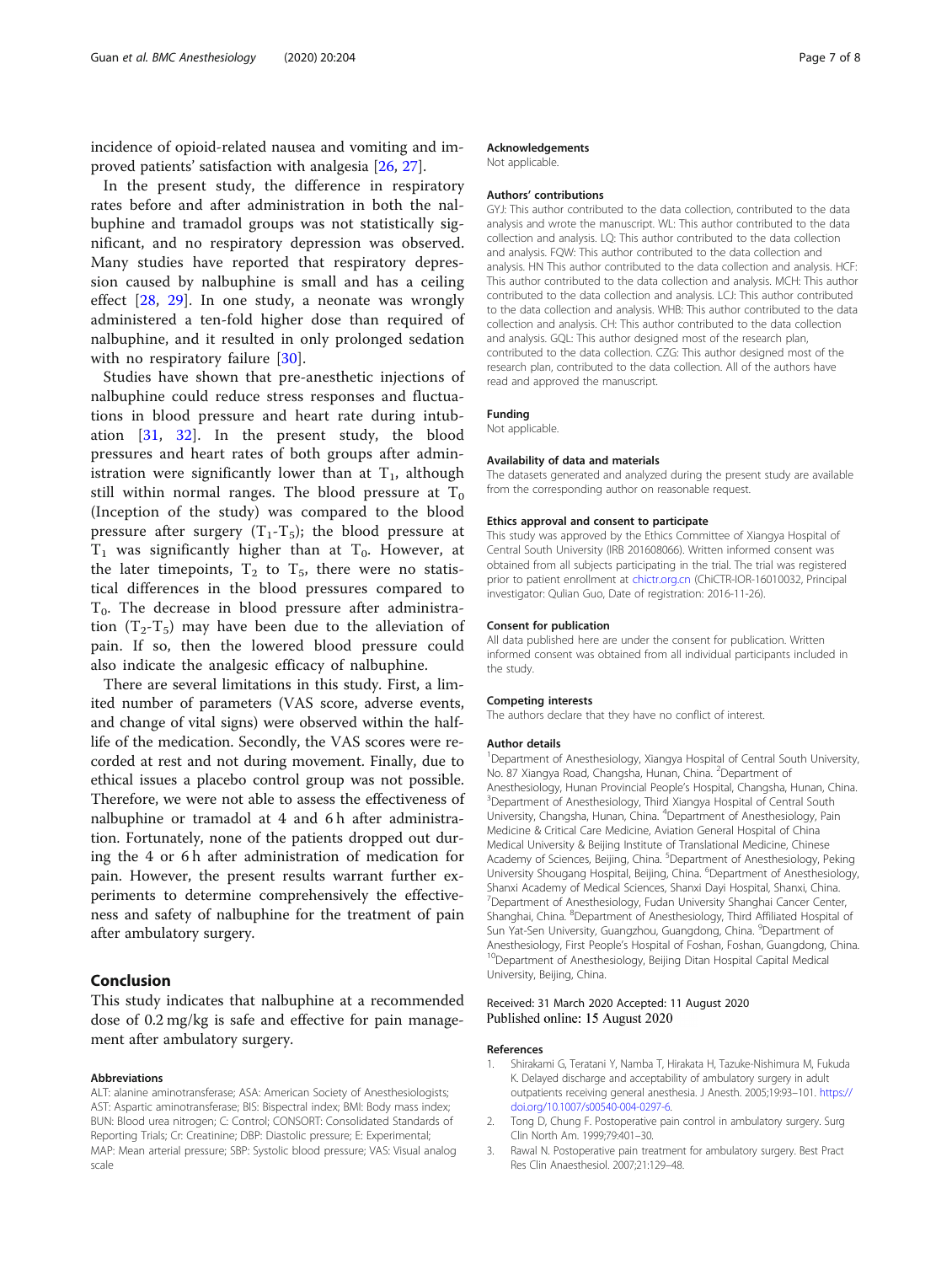incidence of opioid-related nausea and vomiting and improved patients' satisfaction with analgesia [26, 27].

In the present study, the difference in respiratory rates before and after administration in both the nalbuphine and tramadol groups was not statistically significant, and no respiratory depression was observed. Many studies have reported that respiratory depression caused by nalbuphine is small and has a ceiling effect [28, 29]. In one study, a neonate was wrongly administered a ten-fold higher dose than required of nalbuphine, and it resulted in only prolonged sedation with no respiratory failure [30].

Studies have shown that pre-anesthetic injections of nalbuphine could reduce stress responses and fluctuations in blood pressure and heart rate during intubation [31, 32]. In the present study, the blood pressures and heart rates of both groups after administration were significantly lower than at $T_1$, although still within normal ranges. The blood pressure at $T_0$ (Inception of the study) was compared to the blood pressure after surgery ($T_1$-$T_5$); the blood pressure at $T_1$ was significantly higher than at $T_0$. However, at the later timepoints, $T_2$ to $T_5$, there were no statistical differences in the blood pressures compared to $T_0$. The decrease in blood pressure after administration ($T_2$-$T_5$) may have been due to the alleviation of pain. If so, then the lowered blood pressure could also indicate the analgesic efficacy of nalbuphine.

There are several limitations in this study. First, a limited number of parameters (VAS score, adverse events, and change of vital signs) were observed within the half-life of the medication. Secondly, the VAS scores were recorded at rest and not during movement. Finally, due to ethical issues a placebo control group was not possible. Therefore, we were not able to assess the effectiveness of nalbuphine or tramadol at 4 and 6 h after administration. Fortunately, none of the patients dropped out during the 4 or 6 h after administration of medication for pain. However, the present results warrant further experiments to determine comprehensively the effectiveness and safety of nalbuphine for the treatment of pain after ambulatory surgery.

## Conclusion

This study indicates that nalbuphine at a recommended dose of 0.2 mg/kg is safe and effective for pain management after ambulatory surgery.

#### Abbreviations

ALT: alanine aminotransferase; ASA: American Society of Anesthesiologists; AST: Aspartic aminotransferase; BIS: Bispectral index; BMI: Body mass index; BUN: Blood urea nitrogen; C: Control; CONSORT: Consolidated Standards of Reporting Trials; Cr: Creatinine; DBP: Diastolic pressure; E: Experimental; MAP: Mean arterial pressure; SBP: Systolic blood pressure; VAS: Visual analog scale

#### Acknowledgements

Not applicable.

#### Authors' contributions

GYJ: This author contributed to the data collection, contributed to the data analysis and wrote the manuscript. WL: This author contributed to the data collection and analysis. LQ: This author contributed to the data collection and analysis. FQW: This author contributed to the data collection and analysis. HN This author contributed to the data collection and analysis. HCF: This author contributed to the data collection and analysis. MCH: This author contributed to the data collection and analysis. LCJ: This author contributed to the data collection and analysis. WHB: This author contributed to the data collection and analysis. CH: This author contributed to the data collection and analysis. GQL: This author designed most of the research plan, contributed to the data collection. CZG: This author designed most of the research plan, contributed to the data collection. All of the authors have read and approved the manuscript.

#### Funding

Not applicable.

#### Availability of data and materials

The datasets generated and analyzed during the present study are available from the corresponding author on reasonable request.

#### Ethics approval and consent to participate

This study was approved by the Ethics Committee of Xiangya Hospital of Central South University (IRB 201608066). Written informed consent was obtained from all subjects participating in the trial. The trial was registered prior to patient enrollment at chictr.org.cn (ChiCTR-IOR-16010032, Principal investigator: Qulian Guo, Date of registration: 2016-11-26).

#### Consent for publication

All data published here are under the consent for publication. Written informed consent was obtained from all individual participants included in the study.

#### Competing interests

The authors declare that they have no conflict of interest.

#### Author details

[1]Department of Anesthesiology, Xiangya Hospital of Central South University, No. 87 Xiangya Road, Changsha, Hunan, China. [2]Department of Anesthesiology, Hunan Provincial People's Hospital, Changsha, Hunan, China. [3]Department of Anesthesiology, Third Xiangya Hospital of Central South University, Changsha, Hunan, China. [4]Department of Anesthesiology, Pain Medicine & Critical Care Medicine, Aviation General Hospital of China Medical University & Beijing Institute of Translational Medicine, Chinese Academy of Sciences, Beijing, China. [5]Department of Anesthesiology, Peking University Shougang Hospital, Beijing, China. [6]Department of Anesthesiology, Shanxi Academy of Medical Sciences, Shanxi Dayi Hospital, Shanxi, China. [7]Department of Anesthesiology, Fudan University Shanghai Cancer Center, Shanghai, China. [8]Department of Anesthesiology, Third Affiliated Hospital of Sun Yat-Sen University, Guangzhou, Guangdong, China. [9]Department of Anesthesiology, First People's Hospital of Foshan, Foshan, Guangdong, China. [10]Department of Anesthesiology, Beijing Ditan Hospital Capital Medical University, Beijing, China.

Received: 31 March 2020 Accepted: 11 August 2020
Published online: 15 August 2020

#### References

1. Shirakami G, Teratani Y, Namba T, Hirakata H, Tazuke-Nishimura M, Fukuda K. Delayed discharge and acceptability of ambulatory surgery in adult outpatients receiving general anesthesia. J Anesth. 2005;19:93–101. https://doi.org/10.1007/s00540-004-0297-6.
2. Tong D, Chung F. Postoperative pain control in ambulatory surgery. Surg Clin North Am. 1999;79:401–30.
3. Rawal N. Postoperative pain treatment for ambulatory surgery. Best Pract Res Clin Anaesthesiol. 2007;21:129–48.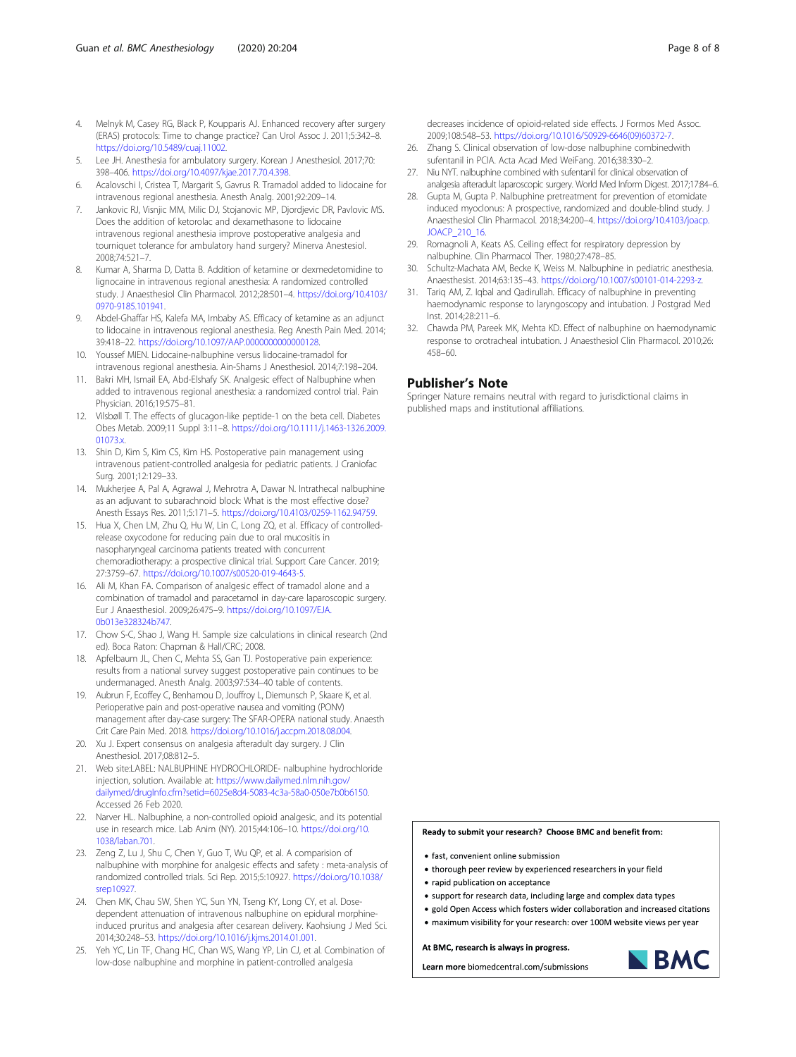4. Melnyk M, Casey RG, Black P, Koupparis AJ. Enhanced recovery after surgery (ERAS) protocols: Time to change practice? Can Urol Assoc J. 2011;5:342–8. https://doi.org/10.5489/cuaj.11002.
5. Lee JH. Anesthesia for ambulatory surgery. Korean J Anesthesiol. 2017;70: 398–406. https://doi.org/10.4097/kjae.2017.70.4.398.
6. Acalovschi I, Cristea T, Margarit S, Gavrus R. Tramadol added to lidocaine for intravenous regional anesthesia. Anesth Analg. 2001;92:209–14.
7. Jankovic RJ, Visnjic MM, Milic DJ, Stojanovic MP, Djordjevic DR, Pavlovic MS. Does the addition of ketorolac and dexamethasone to lidocaine intravenous regional anesthesia improve postoperative analgesia and tourniquet tolerance for ambulatory hand surgery? Minerva Anestesiol. 2008;74:521–7.
8. Kumar A, Sharma D, Datta B. Addition of ketamine or dexmedetomidine to lignocaine in intravenous regional anesthesia: A randomized controlled study. J Anaesthesiol Clin Pharmacol. 2012;28:501–4. https://doi.org/10.4103/0970-9185.101941.
9. Abdel-Ghaffar HS, Kalefa MA, Imbaby AS. Efficacy of ketamine as an adjunct to lidocaine in intravenous regional anesthesia. Reg Anesth Pain Med. 2014; 39:418–22. https://doi.org/10.1097/AAP.0000000000000128.
10. Youssef MIEN. Lidocaine-nalbuphine versus lidocaine-tramadol for intravenous regional anesthesia. Ain-Shams J Anesthesiol. 2014;7:198–204.
11. Bakri MH, Ismail EA, Abd-Elshafy SK. Analgesic effect of Nalbuphine when added to intravenous regional anesthesia: a randomized control trial. Pain Physician. 2016;19:575–81.
12. Vilsbøll T. The effects of glucagon-like peptide-1 on the beta cell. Diabetes Obes Metab. 2009;11 Suppl 3:11–8. https://doi.org/10.1111/j.1463-1326.2009.01073.x.
13. Shin D, Kim S, Kim CS, Kim HS. Postoperative pain management using intravenous patient-controlled analgesia for pediatric patients. J Craniofac Surg. 2001;12:129–33.
14. Mukherjee A, Pal A, Agrawal J, Mehrotra A, Dawar N. Intrathecal nalbuphine as an adjuvant to subarachnoid block: What is the most effective dose? Anesth Essays Res. 2011;5:171–5. https://doi.org/10.4103/0259-1162.94759.
15. Hua X, Chen LM, Zhu Q, Hu W, Lin C, Long ZQ, et al. Efficacy of controlled-release oxycodone for reducing pain due to oral mucositis in nasopharyngeal carcinoma patients treated with concurrent chemoradiotherapy: a prospective clinical trial. Support Care Cancer. 2019; 27:3759–67. https://doi.org/10.1007/s00520-019-4643-5.
16. Ali M, Khan FA. Comparison of analgesic effect of tramadol alone and a combination of tramadol and paracetamol in day-care laparoscopic surgery. Eur J Anaesthesiol. 2009;26:475–9. https://doi.org/10.1097/EJA.0b013e328324b747.
17. Chow S-C, Shao J, Wang H. Sample size calculations in clinical research (2nd ed). Boca Raton: Chapman & Hall/CRC; 2008.
18. Apfelbaum JL, Chen C, Mehta SS, Gan TJ. Postoperative pain experience: results from a national survey suggest postoperative pain continues to be undermanaged. Anesth Analg. 2003;97:534–40 table of contents.
19. Aubrun F, Ecoffey C, Benhamou D, Jouffroy L, Diemunsch P, Skaare K, et al. Perioperative pain and post-operative nausea and vomiting (PONV) management after day-case surgery: The SFAR-OPERA national study. Anaesth Crit Care Pain Med. 2018. https://doi.org/10.1016/j.accpm.2018.08.004.
20. Xu J. Expert consensus on analgesia afteradult day surgery. J Clin Anesthesiol. 2017;08:812–5.
21. Web site:LABEL: NALBUPHINE HYDROCHLORIDE- nalbuphine hydrochloride injection, solution. Available at: https://www.dailymed.nlm.nih.gov/dailymed/drugInfo.cfm?setid=6025e8d4-5083-4c3a-58a0-050e7b0b6150. Accessed 26 Feb 2020.
22. Narver HL. Nalbuphine, a non-controlled opioid analgesic, and its potential use in research mice. Lab Anim (NY). 2015;44:106–10. https://doi.org/10.1038/laban.701.
23. Zeng Z, Lu J, Shu C, Chen Y, Guo T, Wu QP, et al. A comparision of nalbuphine with morphine for analgesic effects and safety : meta-analysis of randomized controlled trials. Sci Rep. 2015;5:10927. https://doi.org/10.1038/srep10927.
24. Chen MK, Chau SW, Shen YC, Sun YN, Tseng KY, Long CY, et al. Dose-dependent attenuation of intravenous nalbuphine on epidural morphine-induced pruritus and analgesia after cesarean delivery. Kaohsiung J Med Sci. 2014;30:248–53. https://doi.org/10.1016/j.kjms.2014.01.001.
25. Yeh YC, Lin TF, Chang HC, Chan WS, Wang YP, Lin CJ, et al. Combination of low-dose nalbuphine and morphine in patient-controlled analgesia decreases incidence of opioid-related side effects. J Formos Med Assoc. 2009;108:548–53. https://doi.org/10.1016/S0929-6646(09)60372-7.
26. Zhang S. Clinical observation of low-dose nalbuphine combinedwith sufentanil in PCIA. Acta Acad Med WeiFang. 2016;38:330–2.
27. Niu NYT. nalbuphine combined with sufentanil for clinical observation of analgesia afteradult laparoscopic surgery. World Med Inform Digest. 2017;17:84–6.
28. Gupta M, Gupta P. Nalbuphine pretreatment for prevention of etomidate induced myoclonus: A prospective, randomized and double-blind study. J Anaesthesiol Clin Pharmacol. 2018;34:200–4. https://doi.org/10.4103/joacp.JOACP_210_16.
29. Romagnoli A, Keats AS. Ceiling effect for respiratory depression by nalbuphine. Clin Pharmacol Ther. 1980;27:478–85.
30. Schultz-Machata AM, Becke K, Weiss M. Nalbuphine in pediatric anesthesia. Anaesthesist. 2014;63:135–43. https://doi.org/10.1007/s00101-014-2293-z.
31. Tariq AM, Z. Iqbal and Qadirullah. Efficacy of nalbuphine in preventing haemodynamic response to laryngoscopy and intubation. J Postgrad Med Inst. 2014;28:211–6.
32. Chawda PM, Pareek MK, Mehta KD. Effect of nalbuphine on haemodynamic response to orotracheal intubation. J Anaesthesiol Clin Pharmacol. 2010;26: 458–60.

## Publisher's Note

Springer Nature remains neutral with regard to jurisdictional claims in published maps and institutional affiliations.

**Ready to submit your research? Choose BMC and benefit from:**

- fast, convenient online submission
- thorough peer review by experienced researchers in your field
- rapid publication on acceptance
- support for research data, including large and complex data types
- gold Open Access which fosters wider collaboration and increased citations
- maximum visibility for your research: over 100M website views per year

**At BMC, research is always in progress.**

**Learn more** biomedcentral.com/submissions

BMC